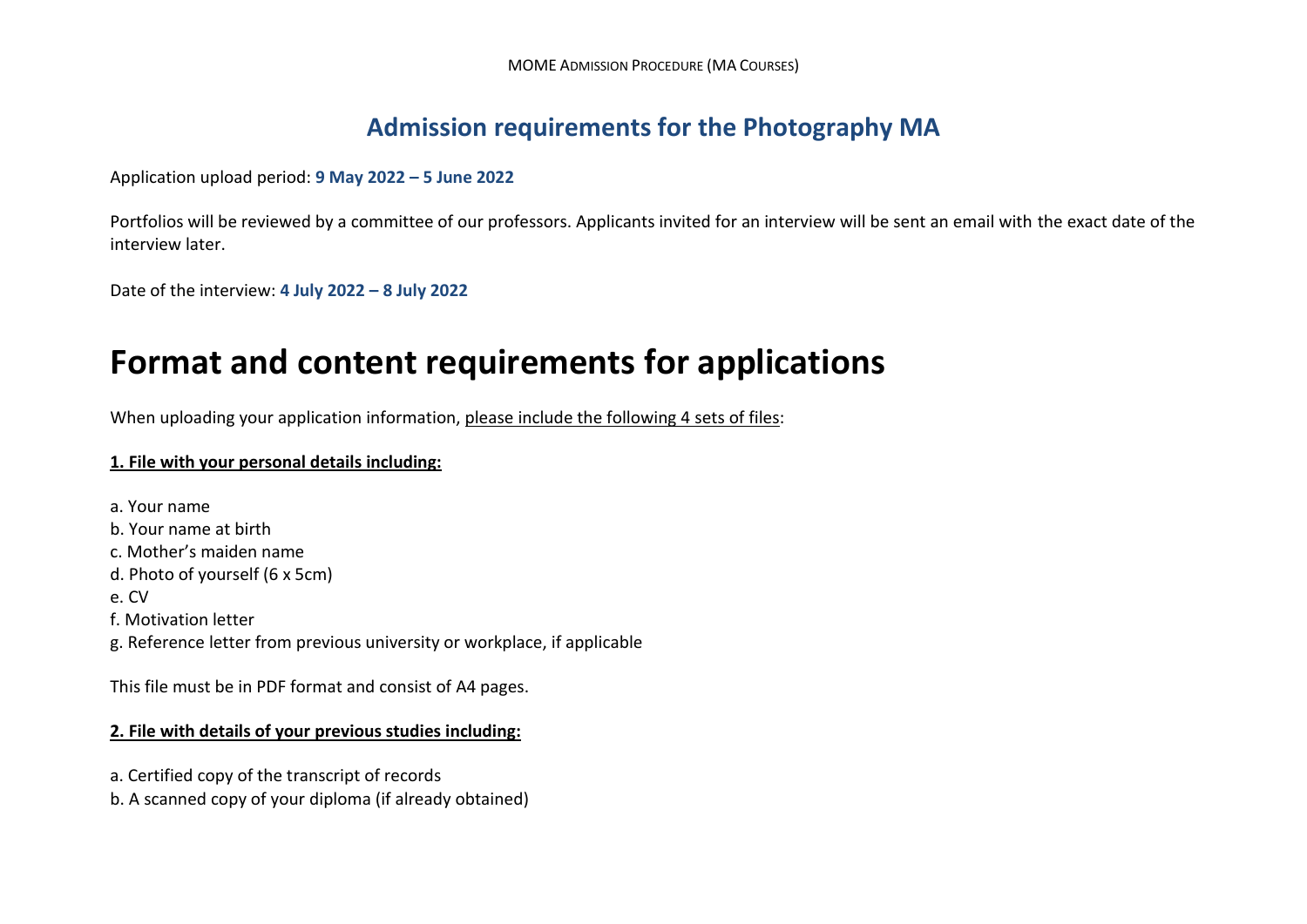## Admission requirements for the Photography MA

Application upload period: **9 May 2022 – 5 June 2022**

Portfolios will be reviewed by a committee of our professors. Applicants invited for an interview will be sent an email with the exact date of the interview later.

Date of the interview: **4 July 2022 – 8 July 2022**

# Format and content requirements for applications

When uploading your application information, please include the following 4 sets of files:

**1. File with your personal details including:**

a. Your name
b. Your name at birth
c. Mother's maiden name
d. Photo of yourself (6 x 5cm)
e. CV
f. Motivation letter
g. Reference letter from previous university or workplace, if applicable

This file must be in PDF format and consist of A4 pages.

**2. File with details of your previous studies including:**

a. Certified copy of the transcript of records
b. A scanned copy of your diploma (if already obtained)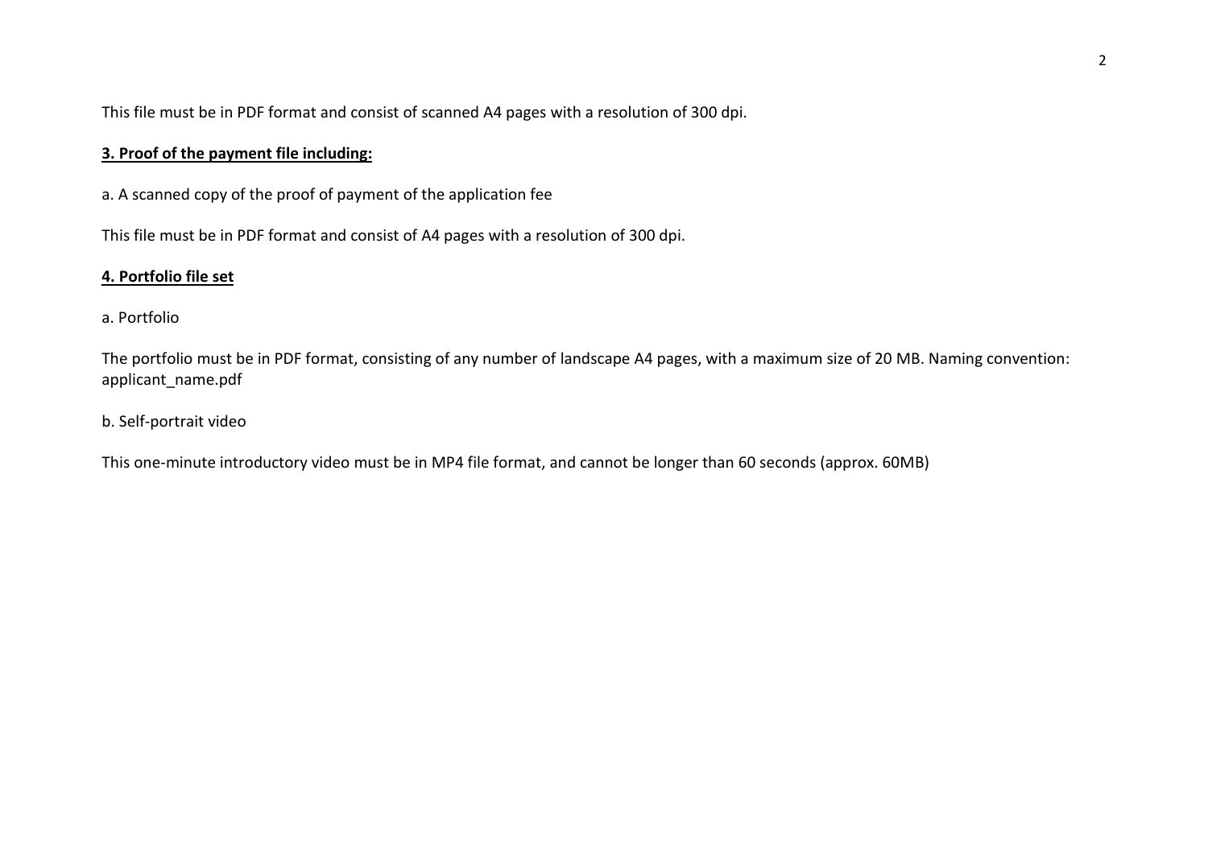This file must be in PDF format and consist of scanned A4 pages with a resolution of 300 dpi.

**3. Proof of the payment file including:**

a. A scanned copy of the proof of payment of the application fee

This file must be in PDF format and consist of A4 pages with a resolution of 300 dpi.

**4. Portfolio file set**

a. Portfolio

The portfolio must be in PDF format, consisting of any number of landscape A4 pages, with a maximum size of 20 MB. Naming convention: applicant_name.pdf

b. Self-portrait video

This one-minute introductory video must be in MP4 file format, and cannot be longer than 60 seconds (approx. 60MB)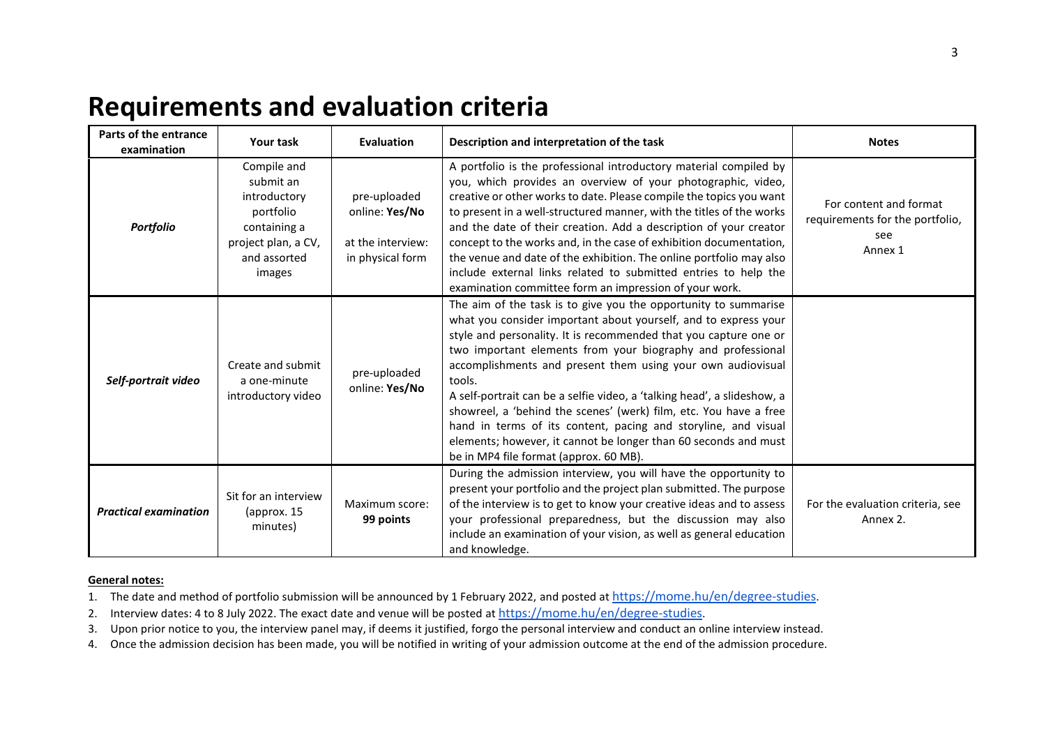# Requirements and evaluation criteria

| Parts of the entrance examination | Your task | Evaluation | Description and interpretation of the task | Notes |
|---|---|---|---|---|
| ***Portfolio*** | Compile and submit an introductory portfolio containing a project plan, a CV, and assorted images | pre-uploaded online: **Yes/No**<br><br>at the interview: in physical form | A portfolio is the professional introductory material compiled by you, which provides an overview of your photographic, video, creative or other works to date. Please compile the topics you want to present in a well-structured manner, with the titles of the works and the date of their creation. Add a description of your creator concept to the works and, in the case of exhibition documentation, the venue and date of the exhibition. The online portfolio may also include external links related to submitted entries to help the examination committee form an impression of your work. | For content and format requirements for the portfolio, see Annex 1 |
| ***Self-portrait video*** | Create and submit a one-minute introductory video | pre-uploaded online: **Yes/No** | The aim of the task is to give you the opportunity to summarise what you consider important about yourself, and to express your style and personality. It is recommended that you capture one or two important elements from your biography and professional accomplishments and present them using your own audiovisual tools.<br>A self-portrait can be a selfie video, a 'talking head', a slideshow, a showreel, a 'behind the scenes' (werk) film, etc. You have a free hand in terms of its content, pacing and storyline, and visual elements; however, it cannot be longer than 60 seconds and must be in MP4 file format (approx. 60 MB). | |
| ***Practical examination*** | Sit for an interview (approx. 15 minutes) | Maximum score: **99 points** | During the admission interview, you will have the opportunity to present your portfolio and the project plan submitted. The purpose of the interview is to get to know your creative ideas and to assess your professional preparedness, but the discussion may also include an examination of your vision, as well as general education and knowledge. | For the evaluation criteria, see Annex 2. |

**General notes:**

1. The date and method of portfolio submission will be announced by 1 February 2022, and posted at https://mome.hu/en/degree-studies.
2. Interview dates: 4 to 8 July 2022. The exact date and venue will be posted at https://mome.hu/en/degree-studies.
3. Upon prior notice to you, the interview panel may, if deems it justified, forgo the personal interview and conduct an online interview instead.
4. Once the admission decision has been made, you will be notified in writing of your admission outcome at the end of the admission procedure.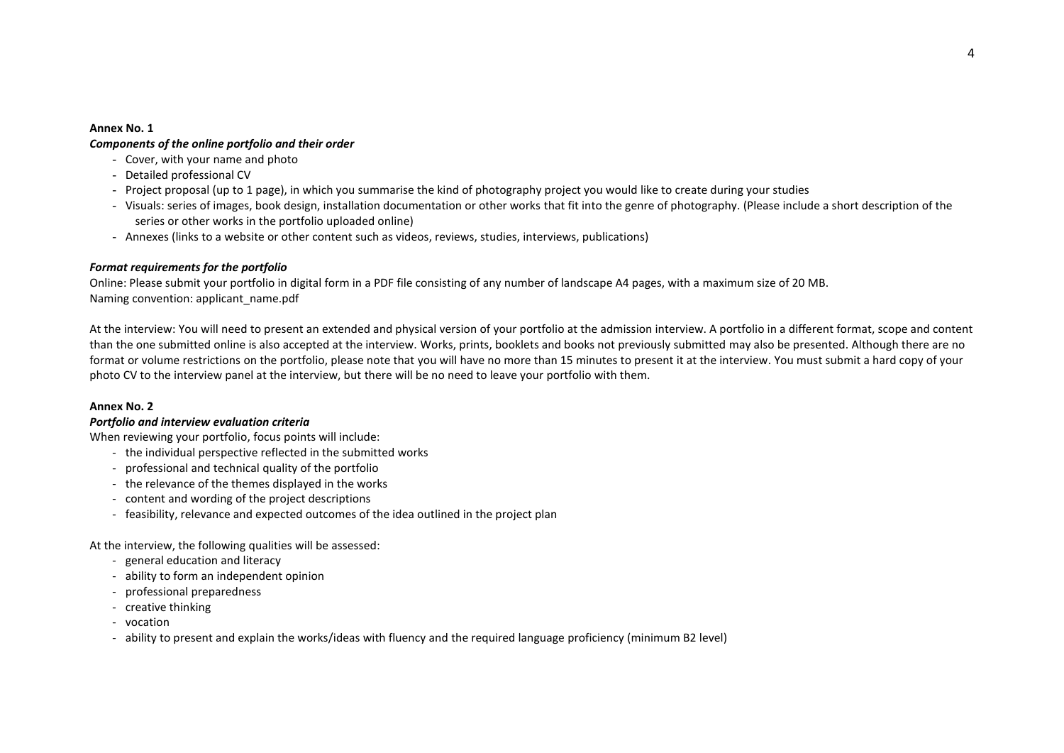**Annex No. 1**

***Components of the online portfolio and their order***

- Cover, with your name and photo
- Detailed professional CV
- Project proposal (up to 1 page), in which you summarise the kind of photography project you would like to create during your studies
- Visuals: series of images, book design, installation documentation or other works that fit into the genre of photography. (Please include a short description of the series or other works in the portfolio uploaded online)
- Annexes (links to a website or other content such as videos, reviews, studies, interviews, publications)

***Format requirements for the portfolio***

Online: Please submit your portfolio in digital form in a PDF file consisting of any number of landscape A4 pages, with a maximum size of 20 MB.
Naming convention: applicant_name.pdf

At the interview: You will need to present an extended and physical version of your portfolio at the admission interview. A portfolio in a different format, scope and content than the one submitted online is also accepted at the interview. Works, prints, booklets and books not previously submitted may also be presented. Although there are no format or volume restrictions on the portfolio, please note that you will have no more than 15 minutes to present it at the interview. You must submit a hard copy of your photo CV to the interview panel at the interview, but there will be no need to leave your portfolio with them.

**Annex No. 2**

***Portfolio and interview evaluation criteria***

When reviewing your portfolio, focus points will include:

- the individual perspective reflected in the submitted works
- professional and technical quality of the portfolio
- the relevance of the themes displayed in the works
- content and wording of the project descriptions
- feasibility, relevance and expected outcomes of the idea outlined in the project plan

At the interview, the following qualities will be assessed:

- general education and literacy
- ability to form an independent opinion
- professional preparedness
- creative thinking
- vocation
- ability to present and explain the works/ideas with fluency and the required language proficiency (minimum B2 level)